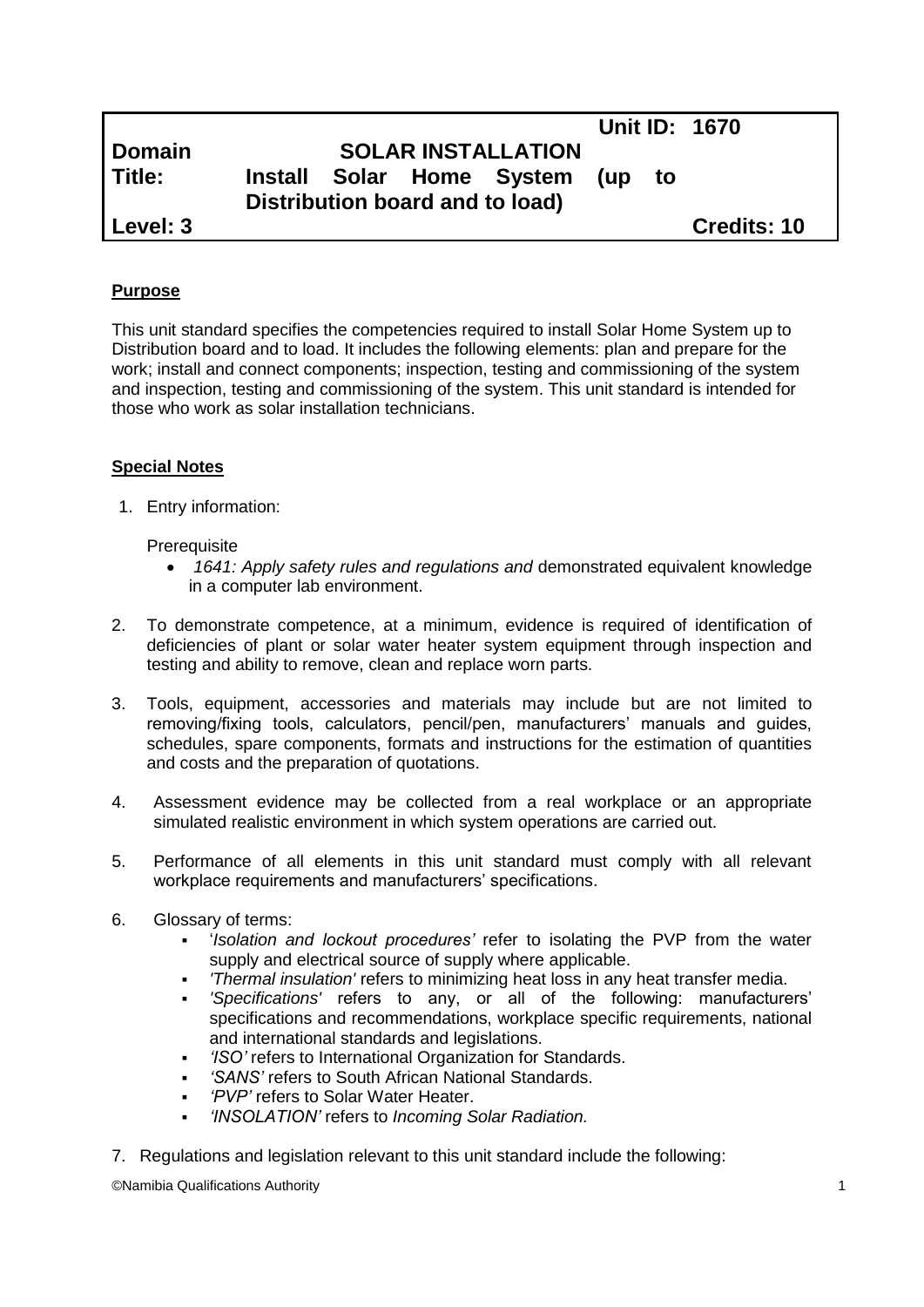| | | |
|---|---|---|
| | | **Unit ID: 1670** |
| **Domain** | **SOLAR INSTALLATION** | |
| **Title:** | **Install Solar Home System (up to Distribution board and to load)** | |
| **Level: 3** | | **Credits: 10** |

**Purpose**

This unit standard specifies the competencies required to install Solar Home System up to Distribution board and to load. It includes the following elements: plan and prepare for the work; install and connect components; inspection, testing and commissioning of the system and inspection, testing and commissioning of the system. This unit standard is intended for those who work as solar installation technicians.

**Special Notes**

1. Entry information:

   Prerequisite
   - *1641: Apply safety rules and regulations and* demonstrated equivalent knowledge in a computer lab environment.

2. To demonstrate competence, at a minimum, evidence is required of identification of deficiencies of plant or solar water heater system equipment through inspection and testing and ability to remove, clean and replace worn parts.

3. Tools, equipment, accessories and materials may include but are not limited to removing/fixing tools, calculators, pencil/pen, manufacturers' manuals and guides, schedules, spare components, formats and instructions for the estimation of quantities and costs and the preparation of quotations.

4. Assessment evidence may be collected from a real workplace or an appropriate simulated realistic environment in which system operations are carried out.

5. Performance of all elements in this unit standard must comply with all relevant workplace requirements and manufacturers' specifications.

6. Glossary of terms:
   - '*Isolation and lockout procedures'* refer to isolating the PVP from the water supply and electrical source of supply where applicable.
   - *'Thermal insulation'* refers to minimizing heat loss in any heat transfer media.
   - *'Specifications'* refers to any, or all of the following: manufacturers' specifications and recommendations, workplace specific requirements, national and international standards and legislations.
   - *'ISO'* refers to International Organization for Standards.
   - *'SANS'* refers to South African National Standards.
   - *'PVP'* refers to Solar Water Heater.
   - *'INSOLATION'* refers to *Incoming Solar Radiation.*

7. Regulations and legislation relevant to this unit standard include the following: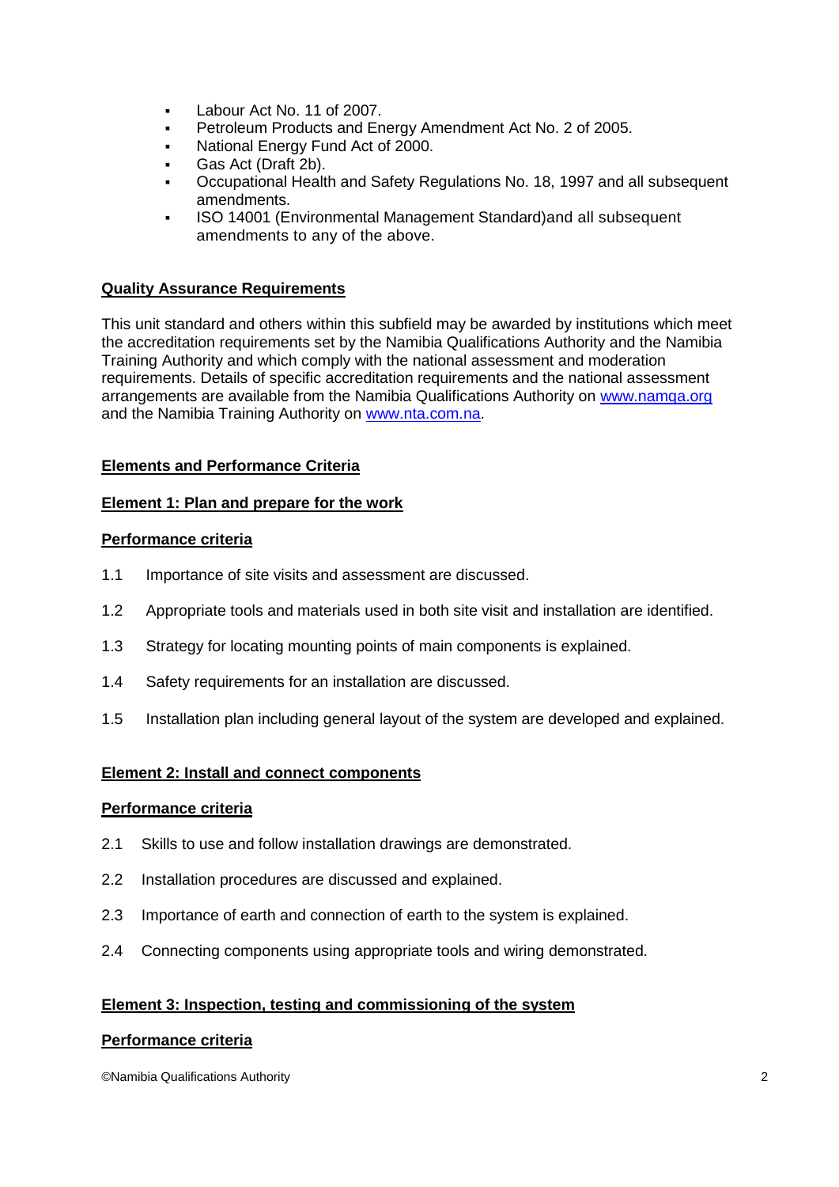- Labour Act No. 11 of 2007.
- Petroleum Products and Energy Amendment Act No. 2 of 2005.
- National Energy Fund Act of 2000.
- Gas Act (Draft 2b).
- Occupational Health and Safety Regulations No. 18, 1997 and all subsequent amendments.
- ISO 14001 (Environmental Management Standard)and all subsequent amendments to any of the above.

**Quality Assurance Requirements**

This unit standard and others within this subfield may be awarded by institutions which meet the accreditation requirements set by the Namibia Qualifications Authority and the Namibia Training Authority and which comply with the national assessment and moderation requirements. Details of specific accreditation requirements and the national assessment arrangements are available from the Namibia Qualifications Authority on www.namqa.org and the Namibia Training Authority on www.nta.com.na.

**Elements and Performance Criteria**

**Element 1: Plan and prepare for the work**

**Performance criteria**

1.1 Importance of site visits and assessment are discussed.

1.2 Appropriate tools and materials used in both site visit and installation are identified.

1.3 Strategy for locating mounting points of main components is explained.

1.4 Safety requirements for an installation are discussed.

1.5 Installation plan including general layout of the system are developed and explained.

**Element 2: Install and connect components**

**Performance criteria**

2.1 Skills to use and follow installation drawings are demonstrated.

2.2 Installation procedures are discussed and explained.

2.3 Importance of earth and connection of earth to the system is explained.

2.4 Connecting components using appropriate tools and wiring demonstrated.

**Element 3: Inspection, testing and commissioning of the system**

**Performance criteria**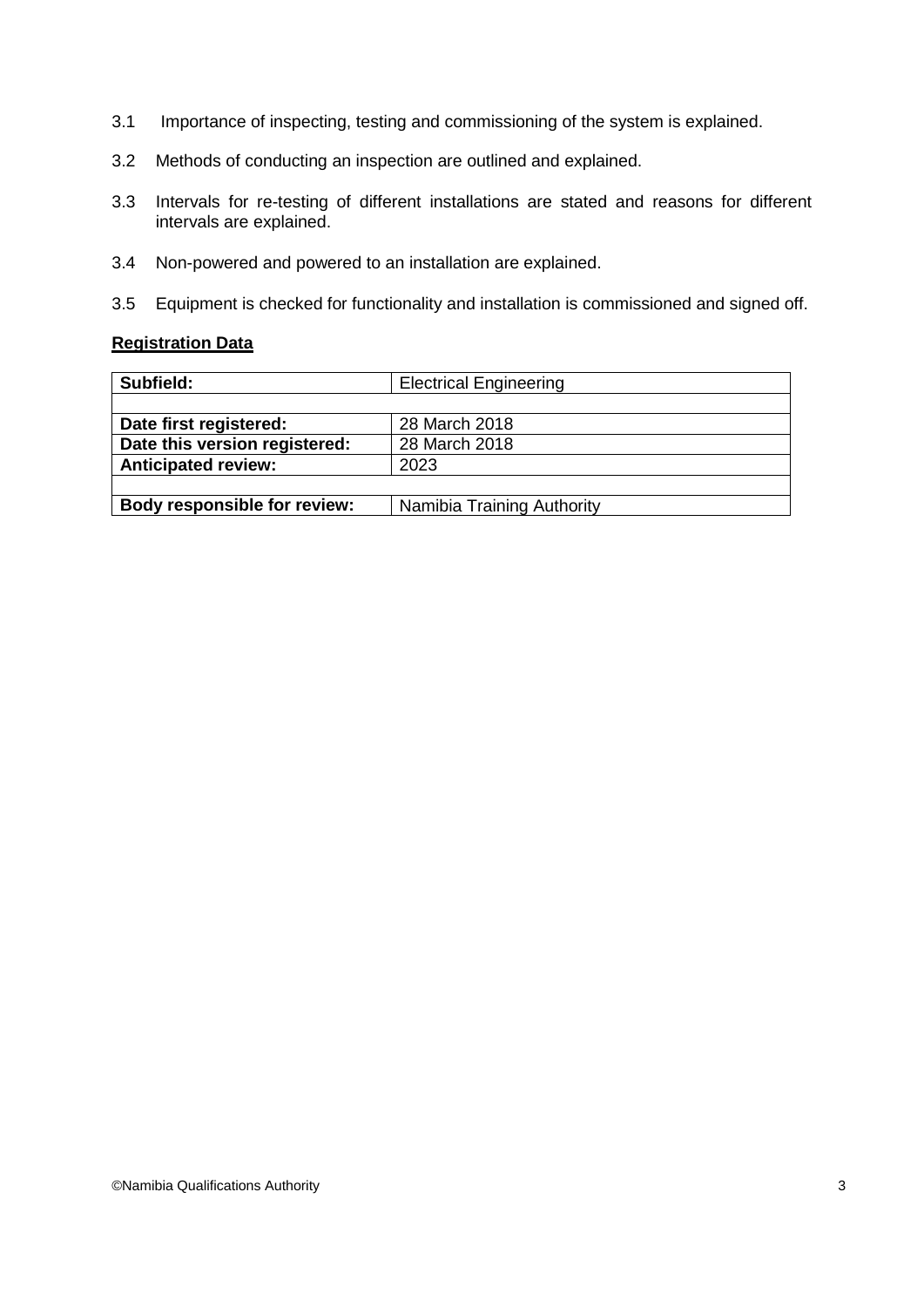3.1 Importance of inspecting, testing and commissioning of the system is explained.

3.2 Methods of conducting an inspection are outlined and explained.

3.3 Intervals for re-testing of different installations are stated and reasons for different intervals are explained.

3.4 Non-powered and powered to an installation are explained.

3.5 Equipment is checked for functionality and installation is commissioned and signed off.

**Registration Data**

| | |
|---|---|
| **Subfield:** | Electrical Engineering |
| | |
| **Date first registered:** | 28 March 2018 |
| **Date this version registered:** | 28 March 2018 |
| **Anticipated review:** | 2023 |
| | |
| **Body responsible for review:** | Namibia Training Authority |